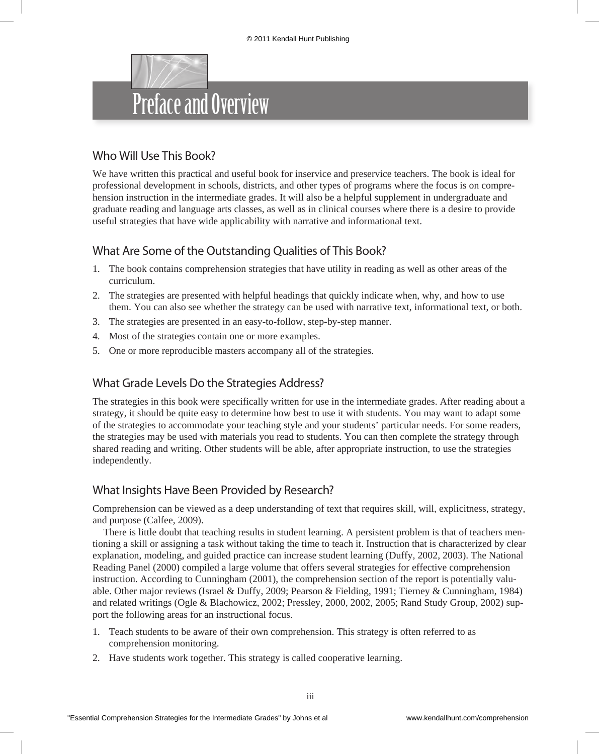# Preface and Overview

## Who Will Use This Book?

We have written this practical and useful book for inservice and preservice teachers. The book is ideal for professional development in schools, districts, and other types of programs where the focus is on comprehension instruction in the intermediate grades. It will also be a helpful supplement in undergraduate and graduate reading and language arts classes, as well as in clinical courses where there is a desire to provide useful strategies that have wide applicability with narrative and informational text.

## What Are Some of the Outstanding Qualities of This Book?

1. The book contains comprehension strategies that have utility in reading as well as other areas of the curriculum.
2. The strategies are presented with helpful headings that quickly indicate when, why, and how to use them. You can also see whether the strategy can be used with narrative text, informational text, or both.
3. The strategies are presented in an easy-to-follow, step-by-step manner.
4. Most of the strategies contain one or more examples.
5. One or more reproducible masters accompany all of the strategies.

## What Grade Levels Do the Strategies Address?

The strategies in this book were specifically written for use in the intermediate grades. After reading about a strategy, it should be quite easy to determine how best to use it with students. You may want to adapt some of the strategies to accommodate your teaching style and your students' particular needs. For some readers, the strategies may be used with materials you read to students. You can then complete the strategy through shared reading and writing. Other students will be able, after appropriate instruction, to use the strategies independently.

## What Insights Have Been Provided by Research?

Comprehension can be viewed as a deep understanding of text that requires skill, will, explicitness, strategy, and purpose (Calfee, 2009).

There is little doubt that teaching results in student learning. A persistent problem is that of teachers mentioning a skill or assigning a task without taking the time to teach it. Instruction that is characterized by clear explanation, modeling, and guided practice can increase student learning (Duffy, 2002, 2003). The National Reading Panel (2000) compiled a large volume that offers several strategies for effective comprehension instruction. According to Cunningham (2001), the comprehension section of the report is potentially valuable. Other major reviews (Israel & Duffy, 2009; Pearson & Fielding, 1991; Tierney & Cunningham, 1984) and related writings (Ogle & Blachowicz, 2002; Pressley, 2000, 2002, 2005; Rand Study Group, 2002) support the following areas for an instructional focus.

1. Teach students to be aware of their own comprehension. This strategy is often referred to as comprehension monitoring.
2. Have students work together. This strategy is called cooperative learning.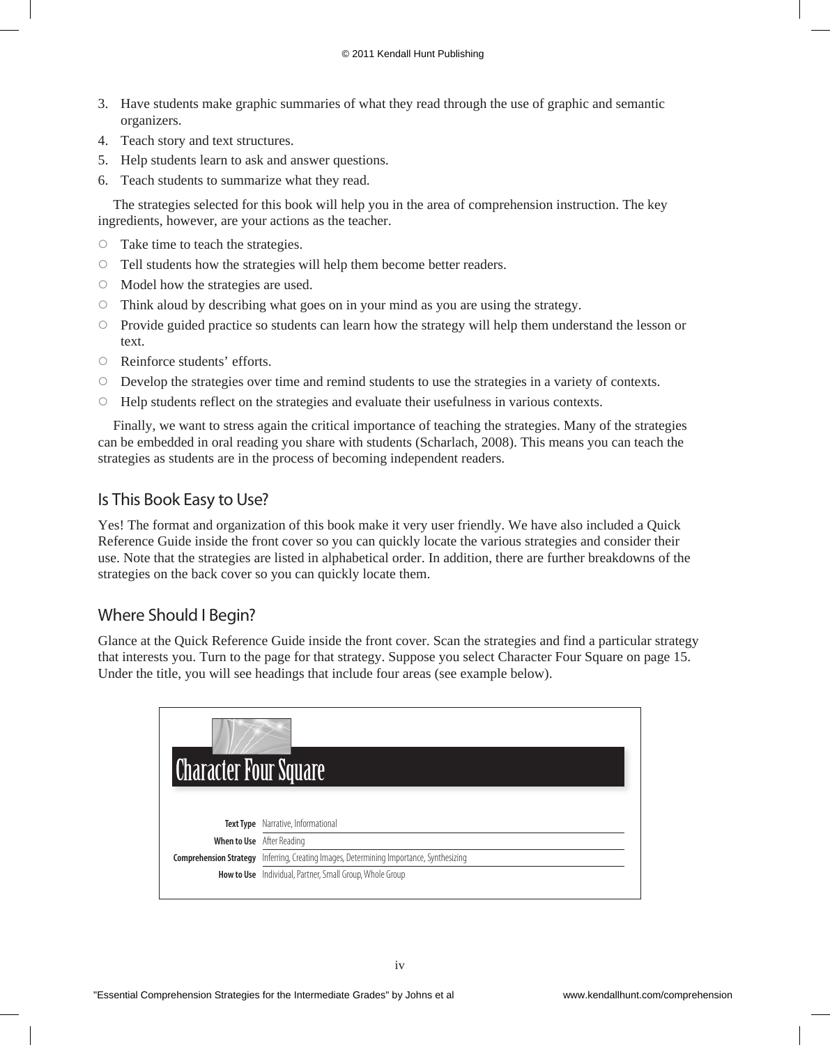3. Have students make graphic summaries of what they read through the use of graphic and semantic organizers.
4. Teach story and text structures.
5. Help students learn to ask and answer questions.
6. Teach students to summarize what they read.

The strategies selected for this book will help you in the area of comprehension instruction. The key ingredients, however, are your actions as the teacher.

- Take time to teach the strategies.
- Tell students how the strategies will help them become better readers.
- Model how the strategies are used.
- Think aloud by describing what goes on in your mind as you are using the strategy.
- Provide guided practice so students can learn how the strategy will help them understand the lesson or text.
- Reinforce students' efforts.
- Develop the strategies over time and remind students to use the strategies in a variety of contexts.
- Help students reflect on the strategies and evaluate their usefulness in various contexts.

Finally, we want to stress again the critical importance of teaching the strategies. Many of the strategies can be embedded in oral reading you share with students (Scharlach, 2008). This means you can teach the strategies as students are in the process of becoming independent readers.

## Is This Book Easy to Use?

Yes! The format and organization of this book make it very user friendly. We have also included a Quick Reference Guide inside the front cover so you can quickly locate the various strategies and consider their use. Note that the strategies are listed in alphabetical order. In addition, there are further breakdowns of the strategies on the back cover so you can quickly locate them.

## Where Should I Begin?

Glance at the Quick Reference Guide inside the front cover. Scan the strategies and find a particular strategy that interests you. Turn to the page for that strategy. Suppose you select Character Four Square on page 15. Under the title, you will see headings that include four areas (see example below).

### Character Four Square

| | |
|---|---|
| **Text Type** | Narrative, Informational |
| **When to Use** | After Reading |
| **Comprehension Strategy** | Inferring, Creating Images, Determining Importance, Synthesizing |
| **How to Use** | Individual, Partner, Small Group, Whole Group |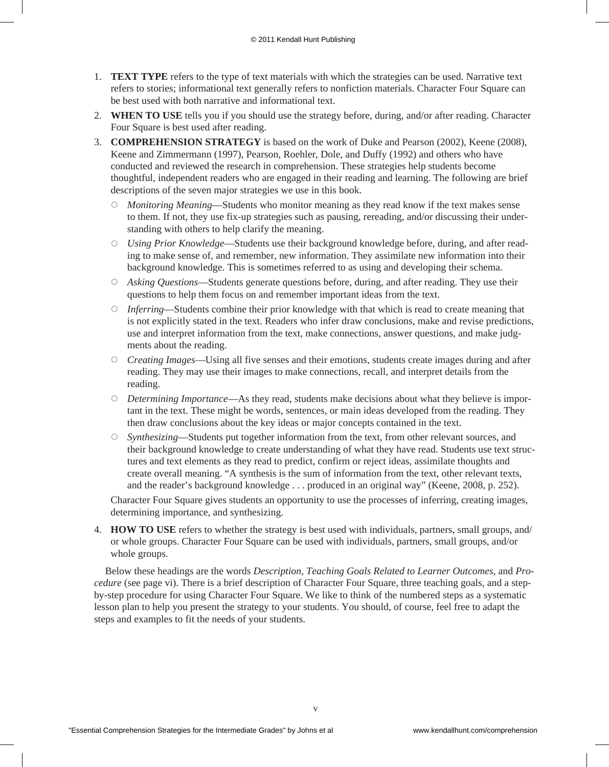1. **TEXT TYPE** refers to the type of text materials with which the strategies can be used. Narrative text refers to stories; informational text generally refers to nonfiction materials. Character Four Square can be best used with both narrative and informational text.
2. **WHEN TO USE** tells you if you should use the strategy before, during, and/or after reading. Character Four Square is best used after reading.
3. **COMPREHENSION STRATEGY** is based on the work of Duke and Pearson (2002), Keene (2008), Keene and Zimmermann (1997), Pearson, Roehler, Dole, and Duffy (1992) and others who have conducted and reviewed the research in comprehension. These strategies help students become thoughtful, independent readers who are engaged in their reading and learning. The following are brief descriptions of the seven major strategies we use in this book.
   - *Monitoring Meaning*—Students who monitor meaning as they read know if the text makes sense to them. If not, they use fix-up strategies such as pausing, rereading, and/or discussing their understanding with others to help clarify the meaning.
   - *Using Prior Knowledge*—Students use their background knowledge before, during, and after reading to make sense of, and remember, new information. They assimilate new information into their background knowledge. This is sometimes referred to as using and developing their schema.
   - *Asking Questions*—Students generate questions before, during, and after reading. They use their questions to help them focus on and remember important ideas from the text.
   - *Inferring*—Students combine their prior knowledge with that which is read to create meaning that is not explicitly stated in the text. Readers who infer draw conclusions, make and revise predictions, use and interpret information from the text, make connections, answer questions, and make judgments about the reading.
   - *Creating Images*—Using all five senses and their emotions, students create images during and after reading. They may use their images to make connections, recall, and interpret details from the reading.
   - *Determining Importance*—As they read, students make decisions about what they believe is important in the text. These might be words, sentences, or main ideas developed from the reading. They then draw conclusions about the key ideas or major concepts contained in the text.
   - *Synthesizing*—Students put together information from the text, from other relevant sources, and their background knowledge to create understanding of what they have read. Students use text structures and text elements as they read to predict, confirm or reject ideas, assimilate thoughts and create overall meaning. "A synthesis is the sum of information from the text, other relevant texts, and the reader's background knowledge . . . produced in an original way" (Keene, 2008, p. 252).

   Character Four Square gives students an opportunity to use the processes of inferring, creating images, determining importance, and synthesizing.
4. **HOW TO USE** refers to whether the strategy is best used with individuals, partners, small groups, and/or whole groups. Character Four Square can be used with individuals, partners, small groups, and/or whole groups.

Below these headings are the words *Description*, *Teaching Goals Related to Learner Outcomes*, and *Procedure* (see page vi). There is a brief description of Character Four Square, three teaching goals, and a step-by-step procedure for using Character Four Square. We like to think of the numbered steps as a systematic lesson plan to help you present the strategy to your students. You should, of course, feel free to adapt the steps and examples to fit the needs of your students.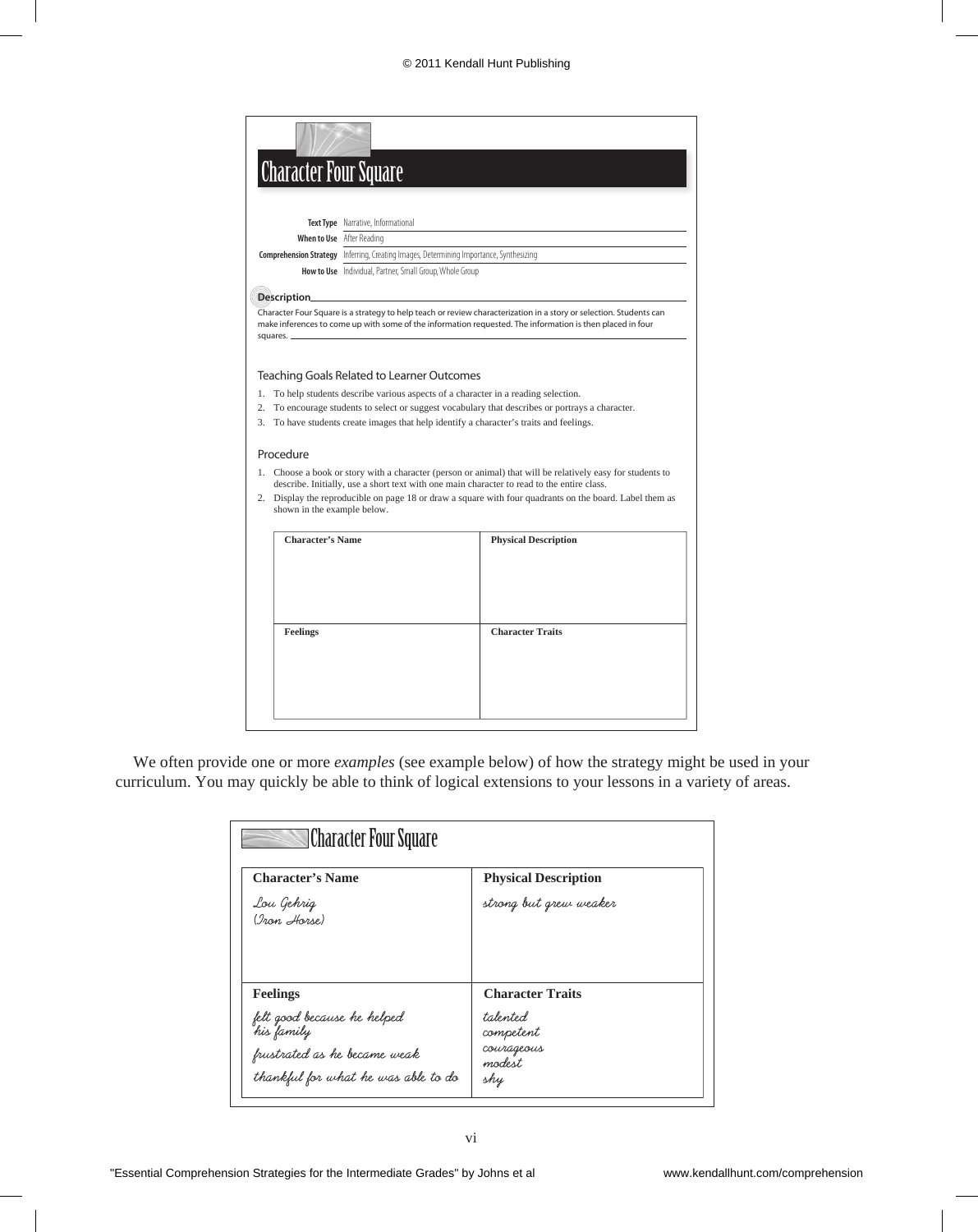## Character Four Square

**Text Type** Narrative, Informational

**When to Use** After Reading

**Comprehension Strategy** Inferring, Creating Images, Determining Importance, Synthesizing

**How to Use** Individual, Partner, Small Group, Whole Group

### Description

Character Four Square is a strategy to help teach or review characterization in a story or selection. Students can make inferences to come up with some of the information requested. The information is then placed in four squares.

### Teaching Goals Related to Learner Outcomes

1. To help students describe various aspects of a character in a reading selection.
2. To encourage students to select or suggest vocabulary that describes or portrays a character.
3. To have students create images that help identify a character's traits and feelings.

### Procedure

1. Choose a book or story with a character (person or animal) that will be relatively easy for students to describe. Initially, use a short text with one main character to read to the entire class.
2. Display the reproducible on page 18 or draw a square with four quadrants on the board. Label them as shown in the example below.

| Character's Name | Physical Description |
|---|---|
| | |
| **Feelings** | **Character Traits** |
| | |

We often provide one or more *examples* (see example below) of how the strategy might be used in your curriculum. You may quickly be able to think of logical extensions to your lessons in a variety of areas.

## Character Four Square

| Character's Name | Physical Description |
|---|---|
| Lou Gehrig (Iron Horse) | strong but grew weaker |
| **Feelings** | **Character Traits** |
| felt good because he helped his family<br>frustrated as he became weak<br>thankful for what he was able to do | talented<br>competent<br>courageous<br>modest<br>shy |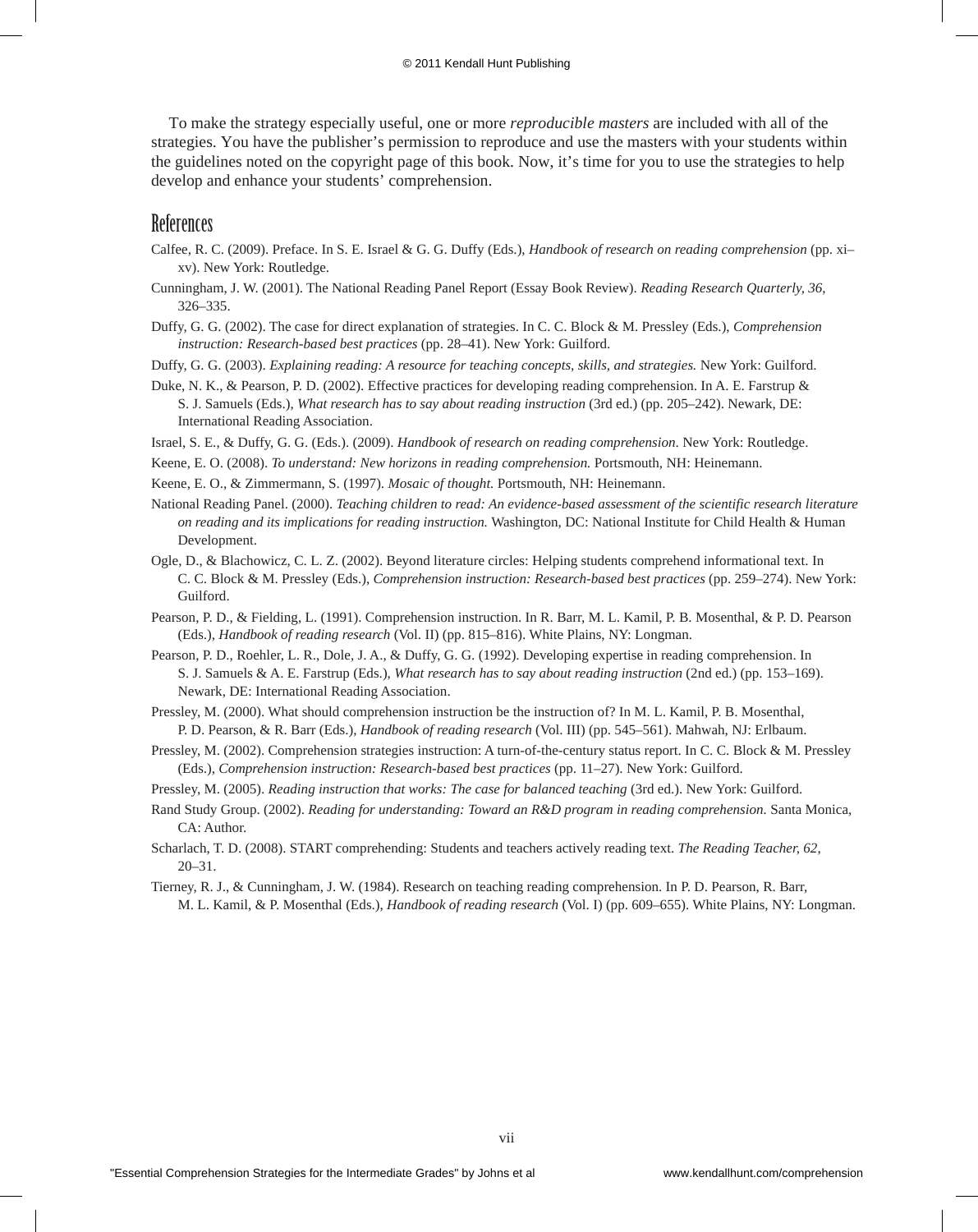To make the strategy especially useful, one or more *reproducible masters* are included with all of the strategies. You have the publisher's permission to reproduce and use the masters with your students within the guidelines noted on the copyright page of this book. Now, it's time for you to use the strategies to help develop and enhance your students' comprehension.

## References

Calfee, R. C. (2009). Preface. In S. E. Israel & G. G. Duffy (Eds.), *Handbook of research on reading comprehension* (pp. xi–xv). New York: Routledge.

Cunningham, J. W. (2001). The National Reading Panel Report (Essay Book Review). *Reading Research Quarterly, 36*, 326–335.

Duffy, G. G. (2002). The case for direct explanation of strategies. In C. C. Block & M. Pressley (Eds.), *Comprehension instruction: Research-based best practices* (pp. 28–41). New York: Guilford.

Duffy, G. G. (2003). *Explaining reading: A resource for teaching concepts, skills, and strategies.* New York: Guilford.

Duke, N. K., & Pearson, P. D. (2002). Effective practices for developing reading comprehension. In A. E. Farstrup & S. J. Samuels (Eds.), *What research has to say about reading instruction* (3rd ed.) (pp. 205–242). Newark, DE: International Reading Association.

Israel, S. E., & Duffy, G. G. (Eds.). (2009). *Handbook of research on reading comprehension*. New York: Routledge.

Keene, E. O. (2008). *To understand: New horizons in reading comprehension.* Portsmouth, NH: Heinemann.

Keene, E. O., & Zimmermann, S. (1997). *Mosaic of thought.* Portsmouth, NH: Heinemann.

National Reading Panel. (2000). *Teaching children to read: An evidence-based assessment of the scientific research literature on reading and its implications for reading instruction.* Washington, DC: National Institute for Child Health & Human Development.

Ogle, D., & Blachowicz, C. L. Z. (2002). Beyond literature circles: Helping students comprehend informational text. In C. C. Block & M. Pressley (Eds.), *Comprehension instruction: Research-based best practices* (pp. 259–274). New York: Guilford.

Pearson, P. D., & Fielding, L. (1991). Comprehension instruction. In R. Barr, M. L. Kamil, P. B. Mosenthal, & P. D. Pearson (Eds.), *Handbook of reading research* (Vol. II) (pp. 815–816). White Plains, NY: Longman.

Pearson, P. D., Roehler, L. R., Dole, J. A., & Duffy, G. G. (1992). Developing expertise in reading comprehension. In S. J. Samuels & A. E. Farstrup (Eds.), *What research has to say about reading instruction* (2nd ed.) (pp. 153–169). Newark, DE: International Reading Association.

Pressley, M. (2000). What should comprehension instruction be the instruction of? In M. L. Kamil, P. B. Mosenthal, P. D. Pearson, & R. Barr (Eds.), *Handbook of reading research* (Vol. III) (pp. 545–561). Mahwah, NJ: Erlbaum.

Pressley, M. (2002). Comprehension strategies instruction: A turn-of-the-century status report. In C. C. Block & M. Pressley (Eds.), *Comprehension instruction: Research-based best practices* (pp. 11–27). New York: Guilford.

Pressley, M. (2005). *Reading instruction that works: The case for balanced teaching* (3rd ed.). New York: Guilford.

Rand Study Group. (2002). *Reading for understanding: Toward an R&D program in reading comprehension.* Santa Monica, CA: Author.

Scharlach, T. D. (2008). START comprehending: Students and teachers actively reading text. *The Reading Teacher, 62*, 20–31.

Tierney, R. J., & Cunningham, J. W. (1984). Research on teaching reading comprehension. In P. D. Pearson, R. Barr, M. L. Kamil, & P. Mosenthal (Eds.), *Handbook of reading research* (Vol. I) (pp. 609–655). White Plains, NY: Longman.